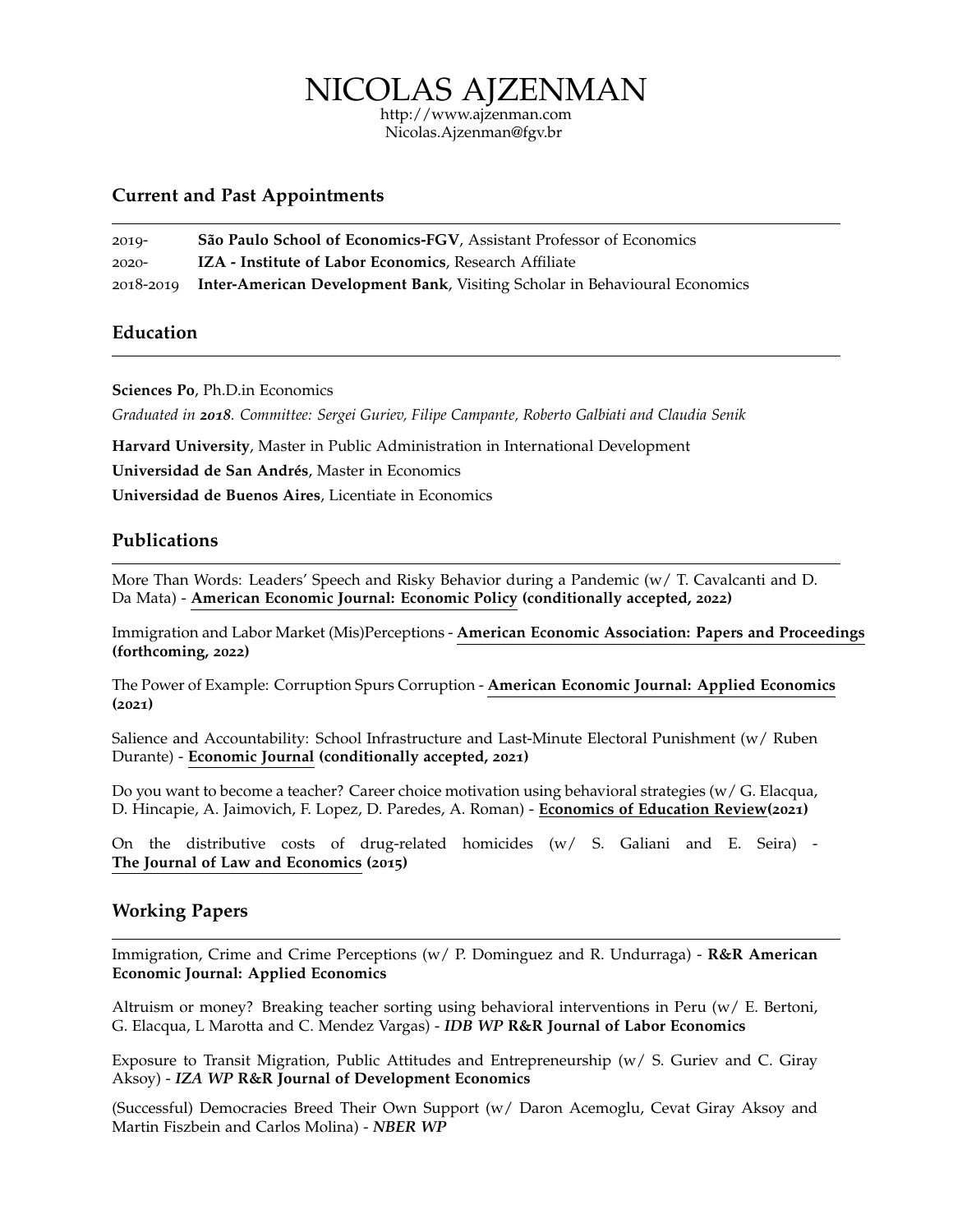# NICOLAS AJZENMAN

http://www.ajzenman.com
Nicolas.Ajzenman@fgv.br

## Current and Past Appointments

2019- **São Paulo School of Economics-FGV**, Assistant Professor of Economics

2020- **IZA - Institute of Labor Economics**, Research Affiliate

2018-2019 **Inter-American Development Bank**, Visiting Scholar in Behavioural Economics

## Education

**Sciences Po**, Ph.D.in Economics

*Graduated in **2018**. Committee: Sergei Guriev, Filipe Campante, Roberto Galbiati and Claudia Senik*

**Harvard University**, Master in Public Administration in International Development

**Universidad de San Andrés**, Master in Economics

**Universidad de Buenos Aires**, Licentiate in Economics

## Publications

More Than Words: Leaders' Speech and Risky Behavior during a Pandemic (w/ T. Cavalcanti and D. Da Mata) - **American Economic Journal: Economic Policy (conditionally accepted, 2022)**

Immigration and Labor Market (Mis)Perceptions - **American Economic Association: Papers and Proceedings (forthcoming, 2022)**

The Power of Example: Corruption Spurs Corruption - **American Economic Journal: Applied Economics (2021)**

Salience and Accountability: School Infrastructure and Last-Minute Electoral Punishment (w/ Ruben Durante) - **Economic Journal (conditionally accepted, 2021)**

Do you want to become a teacher? Career choice motivation using behavioral strategies (w/ G. Elacqua, D. Hincapie, A. Jaimovich, F. Lopez, D. Paredes, A. Roman) - **Economics of Education Review(2021)**

On the distributive costs of drug-related homicides (w/ S. Galiani and E. Seira) - **The Journal of Law and Economics (2015)**

## Working Papers

Immigration, Crime and Crime Perceptions (w/ P. Dominguez and R. Undurraga) - **R&R American Economic Journal: Applied Economics**

Altruism or money? Breaking teacher sorting using behavioral interventions in Peru (w/ E. Bertoni, G. Elacqua, L Marotta and C. Mendez Vargas) - ***IDB WP*** **R&R Journal of Labor Economics**

Exposure to Transit Migration, Public Attitudes and Entrepreneurship (w/ S. Guriev and C. Giray Aksoy) - ***IZA WP*** **R&R Journal of Development Economics**

(Successful) Democracies Breed Their Own Support (w/ Daron Acemoglu, Cevat Giray Aksoy and Martin Fiszbein and Carlos Molina) - ***NBER WP***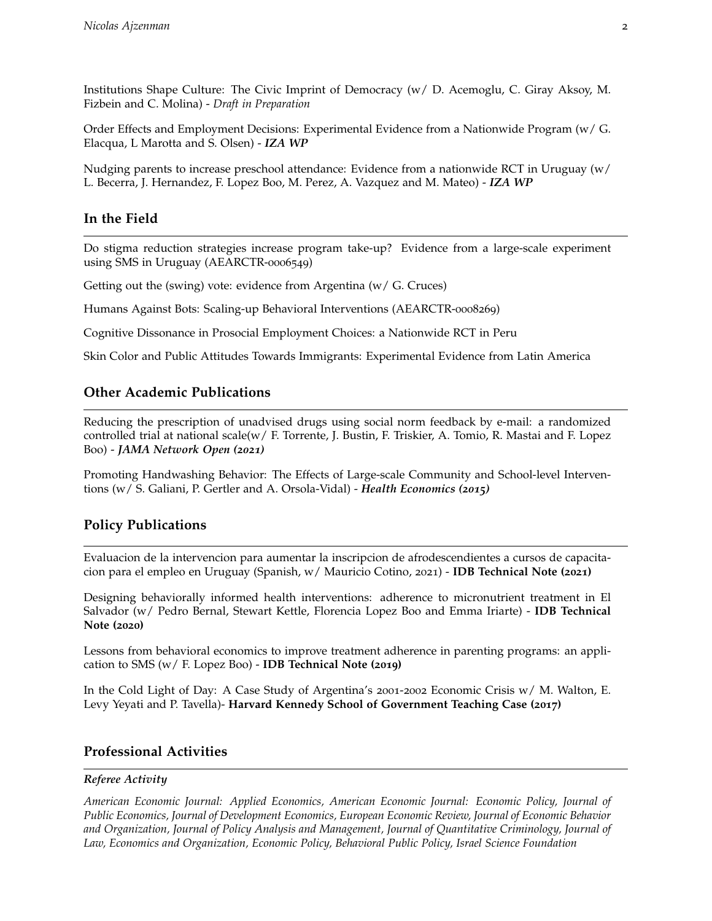Institutions Shape Culture: The Civic Imprint of Democracy (w/ D. Acemoglu, C. Giray Aksoy, M. Fizbein and C. Molina) - *Draft in Preparation*

Order Effects and Employment Decisions: Experimental Evidence from a Nationwide Program (w/ G. Elacqua, L Marotta and S. Olsen) - ***IZA WP***

Nudging parents to increase preschool attendance: Evidence from a nationwide RCT in Uruguay (w/ L. Becerra, J. Hernandez, F. Lopez Boo, M. Perez, A. Vazquez and M. Mateo) - ***IZA WP***

## In the Field

Do stigma reduction strategies increase program take-up? Evidence from a large-scale experiment using SMS in Uruguay (AEARCTR-0006549)

Getting out the (swing) vote: evidence from Argentina (w/ G. Cruces)

Humans Against Bots: Scaling-up Behavioral Interventions (AEARCTR-0008269)

Cognitive Dissonance in Prosocial Employment Choices: a Nationwide RCT in Peru

Skin Color and Public Attitudes Towards Immigrants: Experimental Evidence from Latin America

## Other Academic Publications

Reducing the prescription of unadvised drugs using social norm feedback by e-mail: a randomized controlled trial at national scale(w/ F. Torrente, J. Bustin, F. Triskier, A. Tomio, R. Mastai and F. Lopez Boo) - ***JAMA Network Open (2021)***

Promoting Handwashing Behavior: The Effects of Large-scale Community and School-level Interventions (w/ S. Galiani, P. Gertler and A. Orsola-Vidal) - ***Health Economics (2015)***

## Policy Publications

Evaluacion de la intervencion para aumentar la inscripcion de afrodescendientes a cursos de capacitacion para el empleo en Uruguay (Spanish, w/ Mauricio Cotino, 2021) - **IDB Technical Note (2021)**

Designing behaviorally informed health interventions: adherence to micronutrient treatment in El Salvador (w/ Pedro Bernal, Stewart Kettle, Florencia Lopez Boo and Emma Iriarte) - **IDB Technical Note (2020)**

Lessons from behavioral economics to improve treatment adherence in parenting programs: an application to SMS (w/ F. Lopez Boo) - **IDB Technical Note (2019)**

In the Cold Light of Day: A Case Study of Argentina's 2001-2002 Economic Crisis w/ M. Walton, E. Levy Yeyati and P. Tavella)- **Harvard Kennedy School of Government Teaching Case (2017)**

## Professional Activities

***Referee Activity***

*American Economic Journal: Applied Economics, American Economic Journal: Economic Policy, Journal of Public Economics, Journal of Development Economics, European Economic Review, Journal of Economic Behavior and Organization, Journal of Policy Analysis and Management, Journal of Quantitative Criminology, Journal of Law, Economics and Organization, Economic Policy, Behavioral Public Policy, Israel Science Foundation*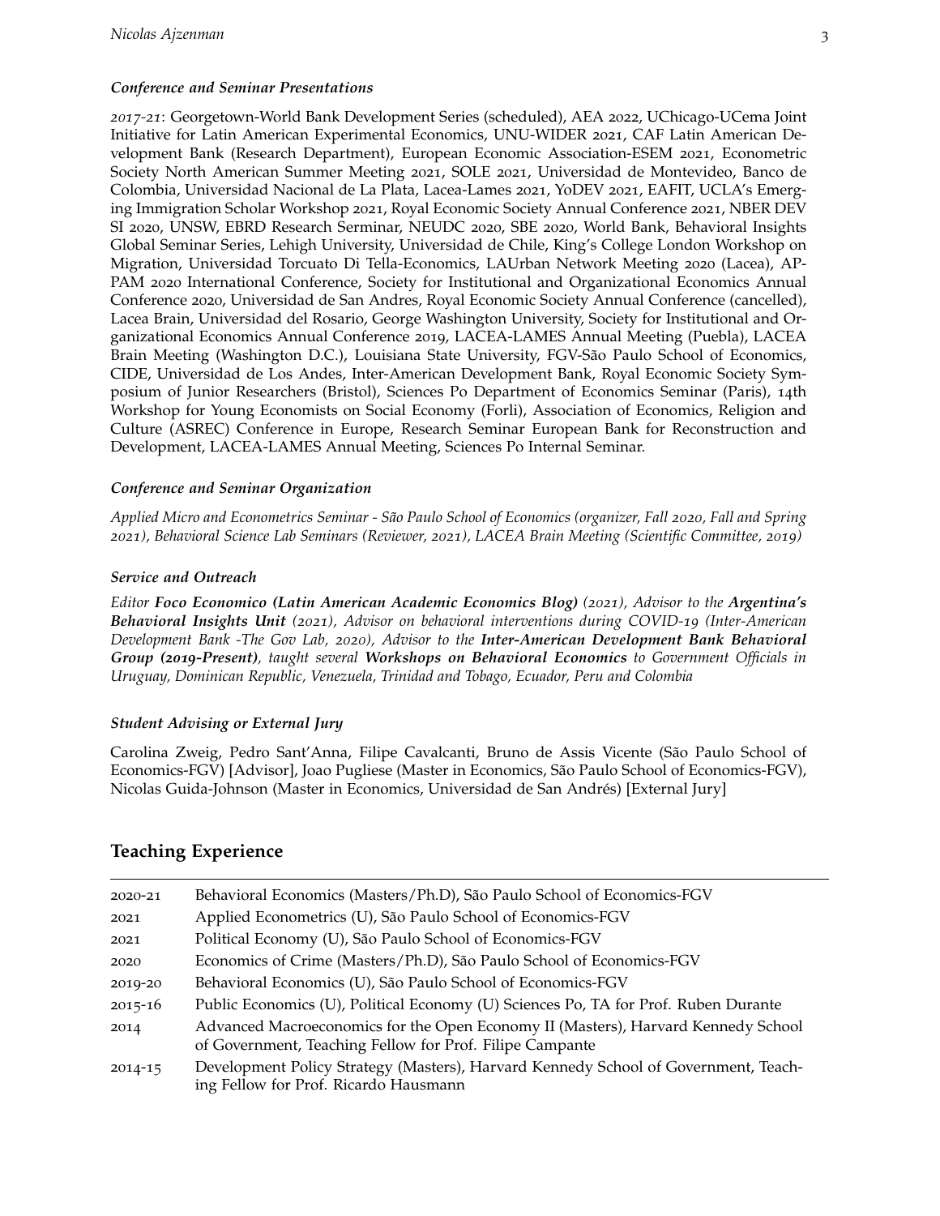### *Conference and Seminar Presentations*

*2017-21*: Georgetown-World Bank Development Series (scheduled), AEA 2022, UChicago-UCema Joint Initiative for Latin American Experimental Economics, UNU-WIDER 2021, CAF Latin American Development Bank (Research Department), European Economic Association-ESEM 2021, Econometric Society North American Summer Meeting 2021, SOLE 2021, Universidad de Montevideo, Banco de Colombia, Universidad Nacional de La Plata, Lacea-Lames 2021, YoDEV 2021, EAFIT, UCLA's Emerging Immigration Scholar Workshop 2021, Royal Economic Society Annual Conference 2021, NBER DEV SI 2020, UNSW, EBRD Research Serminar, NEUDC 2020, SBE 2020, World Bank, Behavioral Insights Global Seminar Series, Lehigh University, Universidad de Chile, King's College London Workshop on Migration, Universidad Torcuato Di Tella-Economics, LAUrban Network Meeting 2020 (Lacea), APPAM 2020 International Conference, Society for Institutional and Organizational Economics Annual Conference 2020, Universidad de San Andres, Royal Economic Society Annual Conference (cancelled), Lacea Brain, Universidad del Rosario, George Washington University, Society for Institutional and Organizational Economics Annual Conference 2019, LACEA-LAMES Annual Meeting (Puebla), LACEA Brain Meeting (Washington D.C.), Louisiana State University, FGV-São Paulo School of Economics, CIDE, Universidad de Los Andes, Inter-American Development Bank, Royal Economic Society Symposium of Junior Researchers (Bristol), Sciences Po Department of Economics Seminar (Paris), 14th Workshop for Young Economists on Social Economy (Forli), Association of Economics, Religion and Culture (ASREC) Conference in Europe, Research Seminar European Bank for Reconstruction and Development, LACEA-LAMES Annual Meeting, Sciences Po Internal Seminar.

### *Conference and Seminar Organization*

*Applied Micro and Econometrics Seminar - São Paulo School of Economics (organizer, Fall 2020, Fall and Spring 2021), Behavioral Science Lab Seminars (Reviewer, 2021), LACEA Brain Meeting (Scientific Committee, 2019)*

### *Service and Outreach*

*Editor* ***Foco Economico (Latin American Academic Economics Blog)*** *(2021), Advisor to the* ***Argentina's Behavioral Insights Unit*** *(2021), Advisor on behavioral interventions during COVID-19 (Inter-American Development Bank -The Gov Lab, 2020), Advisor to the* ***Inter-American Development Bank Behavioral Group (2019-Present)****, taught several* ***Workshops on Behavioral Economics*** *to Government Officials in Uruguay, Dominican Republic, Venezuela, Trinidad and Tobago, Ecuador, Peru and Colombia*

### *Student Advising or External Jury*

Carolina Zweig, Pedro Sant'Anna, Filipe Cavalcanti, Bruno de Assis Vicente (São Paulo School of Economics-FGV) [Advisor], Joao Pugliese (Master in Economics, São Paulo School of Economics-FGV), Nicolas Guida-Johnson (Master in Economics, Universidad de San Andrés) [External Jury]

## Teaching Experience

| | |
|---|---|
| 2020-21 | Behavioral Economics (Masters/Ph.D), São Paulo School of Economics-FGV |
| 2021 | Applied Econometrics (U), São Paulo School of Economics-FGV |
| 2021 | Political Economy (U), São Paulo School of Economics-FGV |
| 2020 | Economics of Crime (Masters/Ph.D), São Paulo School of Economics-FGV |
| 2019-20 | Behavioral Economics (U), São Paulo School of Economics-FGV |
| 2015-16 | Public Economics (U), Political Economy (U) Sciences Po, TA for Prof. Ruben Durante |
| 2014 | Advanced Macroeconomics for the Open Economy II (Masters), Harvard Kennedy School of Government, Teaching Fellow for Prof. Filipe Campante |
| 2014-15 | Development Policy Strategy (Masters), Harvard Kennedy School of Government, Teaching Fellow for Prof. Ricardo Hausmann |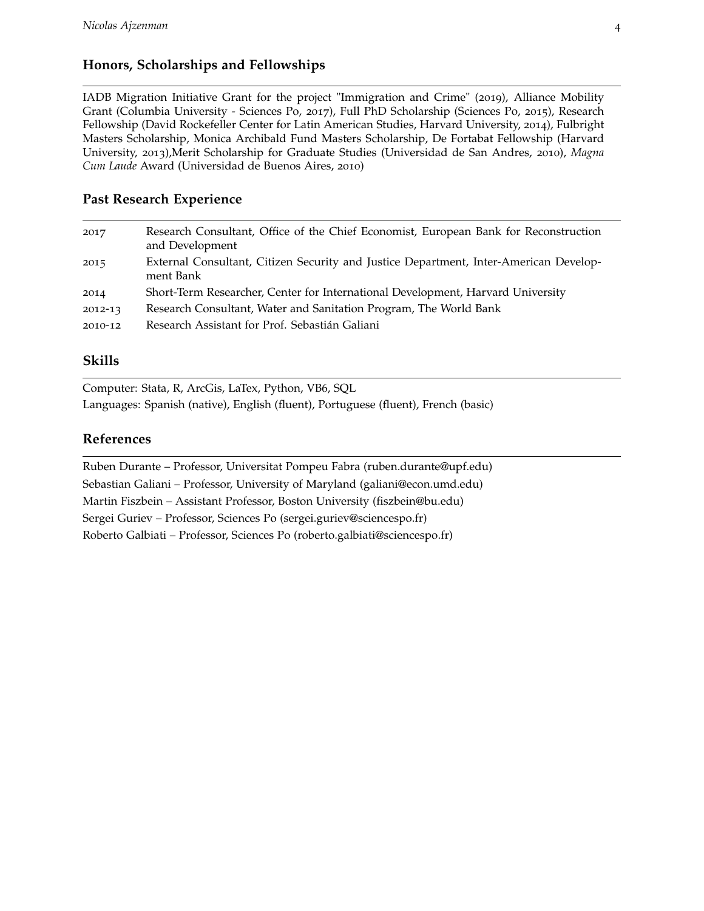## Honors, Scholarships and Fellowships

IADB Migration Initiative Grant for the project "Immigration and Crime" (2019), Alliance Mobility Grant (Columbia University - Sciences Po, 2017), Full PhD Scholarship (Sciences Po, 2015), Research Fellowship (David Rockefeller Center for Latin American Studies, Harvard University, 2014), Fulbright Masters Scholarship, Monica Archibald Fund Masters Scholarship, De Fortabat Fellowship (Harvard University, 2013),Merit Scholarship for Graduate Studies (Universidad de San Andres, 2010), *Magna Cum Laude* Award (Universidad de Buenos Aires, 2010)

## Past Research Experience

| | |
|---|---|
| 2017 | Research Consultant, Office of the Chief Economist, European Bank for Reconstruction and Development |
| 2015 | External Consultant, Citizen Security and Justice Department, Inter-American Development Bank |
| 2014 | Short-Term Researcher, Center for International Development, Harvard University |
| 2012-13 | Research Consultant, Water and Sanitation Program, The World Bank |
| 2010-12 | Research Assistant for Prof. Sebastián Galiani |

## Skills

Computer: Stata, R, ArcGis, LaTex, Python, VB6, SQL
Languages: Spanish (native), English (fluent), Portuguese (fluent), French (basic)

## References

Ruben Durante – Professor, Universitat Pompeu Fabra (ruben.durante@upf.edu)
Sebastian Galiani – Professor, University of Maryland (galiani@econ.umd.edu)
Martin Fiszbein – Assistant Professor, Boston University (fiszbein@bu.edu)
Sergei Guriev – Professor, Sciences Po (sergei.guriev@sciencespo.fr)
Roberto Galbiati – Professor, Sciences Po (roberto.galbiati@sciencespo.fr)